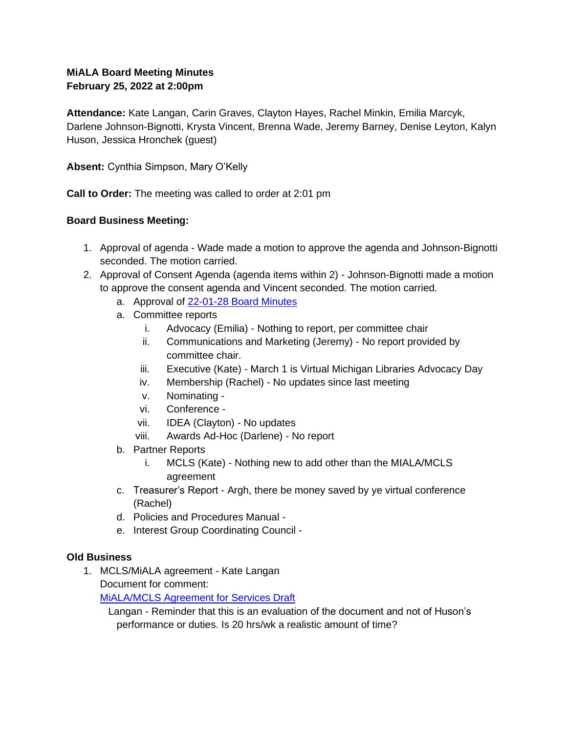**MiALA Board Meeting Minutes**
**February 25, 2022 at 2:00pm**

**Attendance:** Kate Langan, Carin Graves, Clayton Hayes, Rachel Minkin, Emilia Marcyk, Darlene Johnson-Bignotti, Krysta Vincent, Brenna Wade, Jeremy Barney, Denise Leyton, Kalyn Huson, Jessica Hronchek (guest)

**Absent:** Cynthia Simpson, Mary O'Kelly

**Call to Order:** The meeting was called to order at 2:01 pm

**Board Business Meeting:**

1. Approval of agenda - Wade made a motion to approve the agenda and Johnson-Bignotti seconded. The motion carried.
2. Approval of Consent Agenda (agenda items within 2) - Johnson-Bignotti made a motion to approve the consent agenda and Vincent seconded. The motion carried.
   a. Approval of [22-01-28 Board Minutes]()
   a. Committee reports
      i. Advocacy (Emilia) - Nothing to report, per committee chair
      ii. Communications and Marketing (Jeremy) - No report provided by committee chair.
      iii. Executive (Kate) - March 1 is Virtual Michigan Libraries Advocacy Day
      iv. Membership (Rachel) - No updates since last meeting
      v. Nominating -
      vi. Conference -
      vii. IDEA (Clayton) - No updates
      viii. Awards Ad-Hoc (Darlene) - No report
   b. Partner Reports
      i. MCLS (Kate) - Nothing new to add other than the MIALA/MCLS agreement
   c. Treasurer's Report - Argh, there be money saved by ye virtual conference (Rachel)
   d. Policies and Procedures Manual -
   e. Interest Group Coordinating Council -

**Old Business**

1. MCLS/MiALA agreement - Kate Langan
   Document for comment:
   [MiALA/MCLS Agreement for Services Draft]()
   Langan - Reminder that this is an evaluation of the document and not of Huson's performance or duties. Is 20 hrs/wk a realistic amount of time?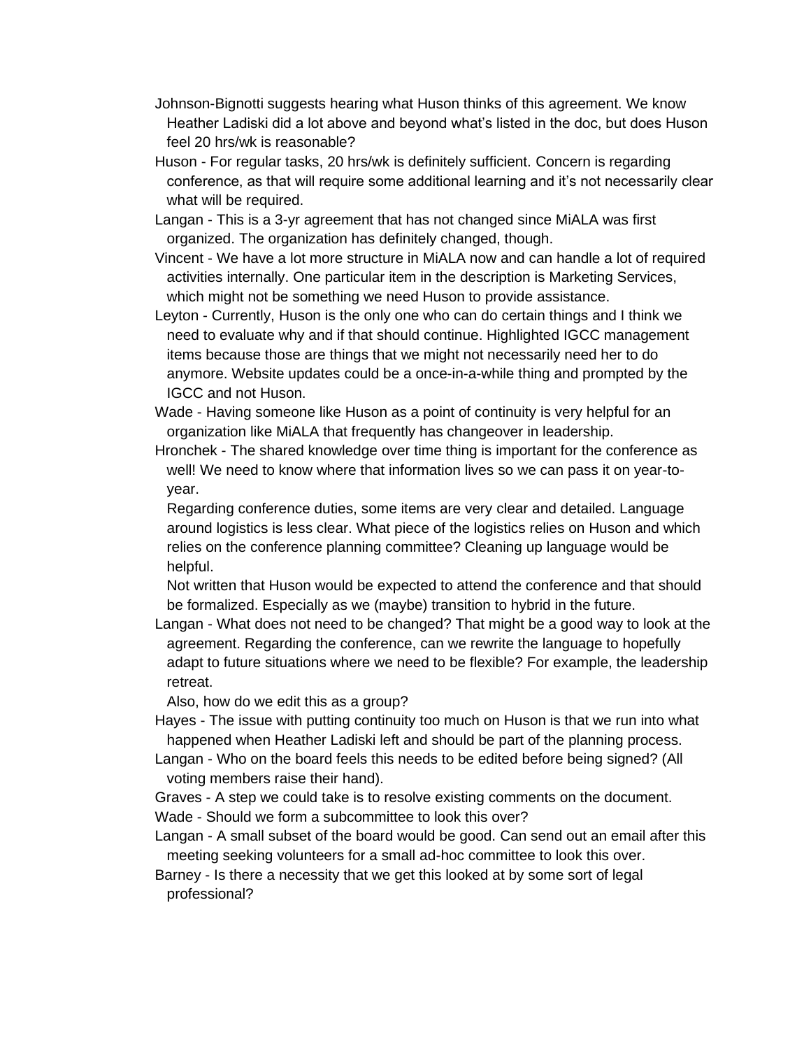Johnson-Bignotti suggests hearing what Huson thinks of this agreement. We know Heather Ladiski did a lot above and beyond what's listed in the doc, but does Huson feel 20 hrs/wk is reasonable?

Huson - For regular tasks, 20 hrs/wk is definitely sufficient. Concern is regarding conference, as that will require some additional learning and it's not necessarily clear what will be required.

Langan - This is a 3-yr agreement that has not changed since MiALA was first organized. The organization has definitely changed, though.

Vincent - We have a lot more structure in MiALA now and can handle a lot of required activities internally. One particular item in the description is Marketing Services, which might not be something we need Huson to provide assistance.

Leyton - Currently, Huson is the only one who can do certain things and I think we need to evaluate why and if that should continue. Highlighted IGCC management items because those are things that we might not necessarily need her to do anymore. Website updates could be a once-in-a-while thing and prompted by the IGCC and not Huson.

Wade - Having someone like Huson as a point of continuity is very helpful for an organization like MiALA that frequently has changeover in leadership.

Hronchek - The shared knowledge over time thing is important for the conference as well! We need to know where that information lives so we can pass it on year-to-year.

Regarding conference duties, some items are very clear and detailed. Language around logistics is less clear. What piece of the logistics relies on Huson and which relies on the conference planning committee? Cleaning up language would be helpful.

Not written that Huson would be expected to attend the conference and that should be formalized. Especially as we (maybe) transition to hybrid in the future.

Langan - What does not need to be changed? That might be a good way to look at the agreement. Regarding the conference, can we rewrite the language to hopefully adapt to future situations where we need to be flexible? For example, the leadership retreat.

Also, how do we edit this as a group?

Hayes - The issue with putting continuity too much on Huson is that we run into what happened when Heather Ladiski left and should be part of the planning process.

Langan - Who on the board feels this needs to be edited before being signed? (All voting members raise their hand).

Graves - A step we could take is to resolve existing comments on the document.

Wade - Should we form a subcommittee to look this over?

Langan - A small subset of the board would be good. Can send out an email after this meeting seeking volunteers for a small ad-hoc committee to look this over.

Barney - Is there a necessity that we get this looked at by some sort of legal professional?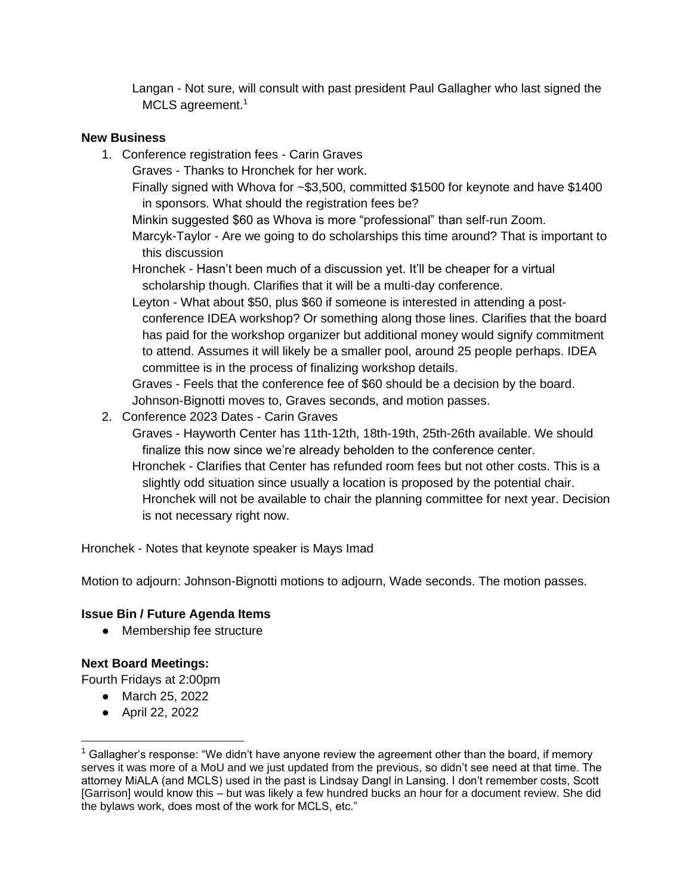Langan - Not sure, will consult with past president Paul Gallagher who last signed the MCLS agreement.[1]

**New Business**

1. Conference registration fees - Carin Graves
   - Graves - Thanks to Hronchek for her work.
   - Finally signed with Whova for ~$3,500, committed $1500 for keynote and have $1400 in sponsors. What should the registration fees be?
   - Minkin suggested $60 as Whova is more "professional" than self-run Zoom.
   - Marcyk-Taylor - Are we going to do scholarships this time around? That is important to this discussion
   - Hronchek - Hasn't been much of a discussion yet. It'll be cheaper for a virtual scholarship though. Clarifies that it will be a multi-day conference.
   - Leyton - What about $50, plus $60 if someone is interested in attending a post-conference IDEA workshop? Or something along those lines. Clarifies that the board has paid for the workshop organizer but additional money would signify commitment to attend. Assumes it will likely be a smaller pool, around 25 people perhaps. IDEA committee is in the process of finalizing workshop details.
   - Graves - Feels that the conference fee of $60 should be a decision by the board.
   - Johnson-Bignotti moves to, Graves seconds, and motion passes.
2. Conference 2023 Dates - Carin Graves
   - Graves - Hayworth Center has 11th-12th, 18th-19th, 25th-26th available. We should finalize this now since we're already beholden to the conference center.
   - Hronchek - Clarifies that Center has refunded room fees but not other costs. This is a slightly odd situation since usually a location is proposed by the potential chair. Hronchek will not be available to chair the planning committee for next year. Decision is not necessary right now.

Hronchek - Notes that keynote speaker is Mays Imad

Motion to adjourn: Johnson-Bignotti motions to adjourn, Wade seconds. The motion passes.

**Issue Bin / Future Agenda Items**

- Membership fee structure

**Next Board Meetings:**

Fourth Fridays at 2:00pm

- March 25, 2022
- April 22, 2022

---

[1] Gallagher's response: "We didn't have anyone review the agreement other than the board, if memory serves it was more of a MoU and we just updated from the previous, so didn't see need at that time. The attorney MiALA (and MCLS) used in the past is Lindsay Dangl in Lansing. I don't remember costs, Scott [Garrison] would know this – but was likely a few hundred bucks an hour for a document review. She did the bylaws work, does most of the work for MCLS, etc."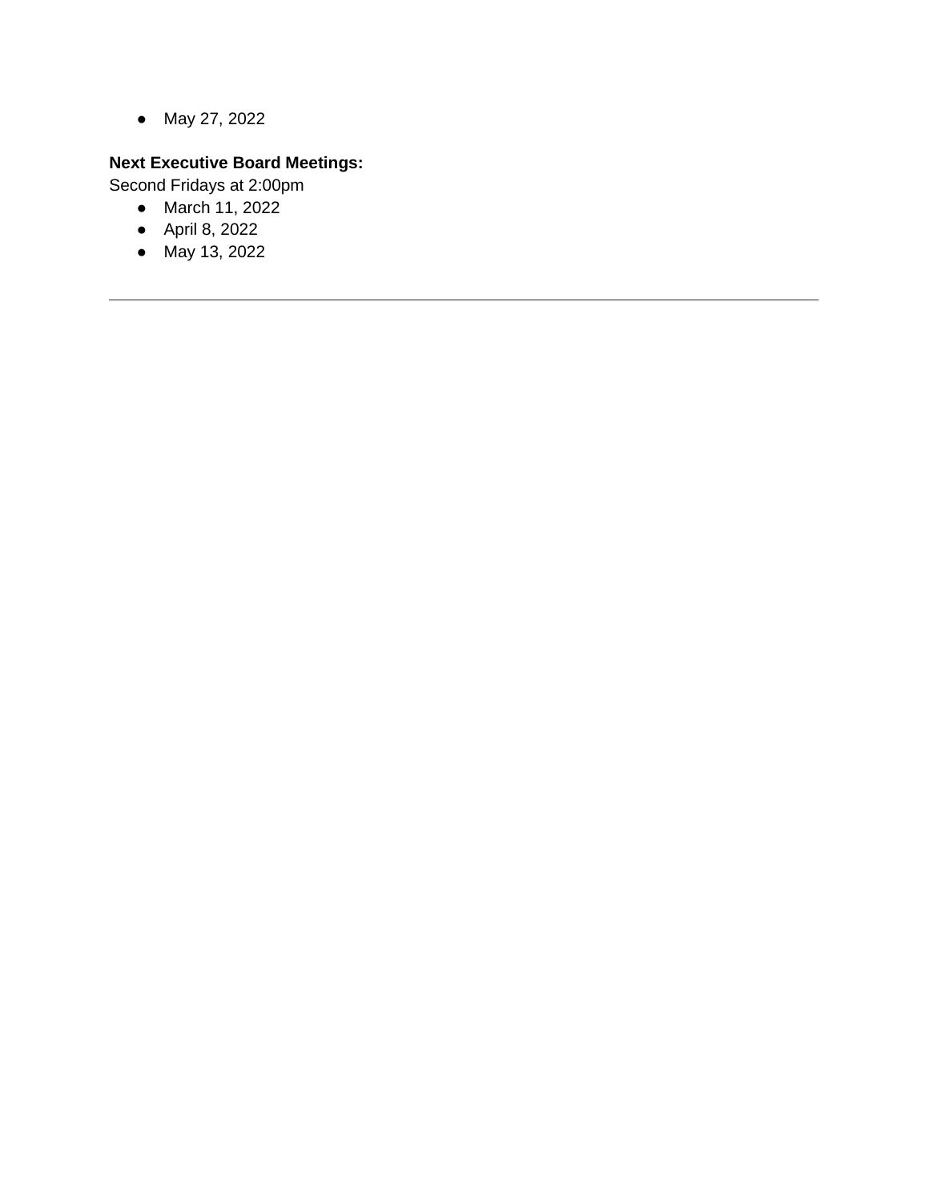- May 27, 2022

**Next Executive Board Meetings:**
Second Fridays at 2:00pm

- March 11, 2022
- April 8, 2022
- May 13, 2022

---